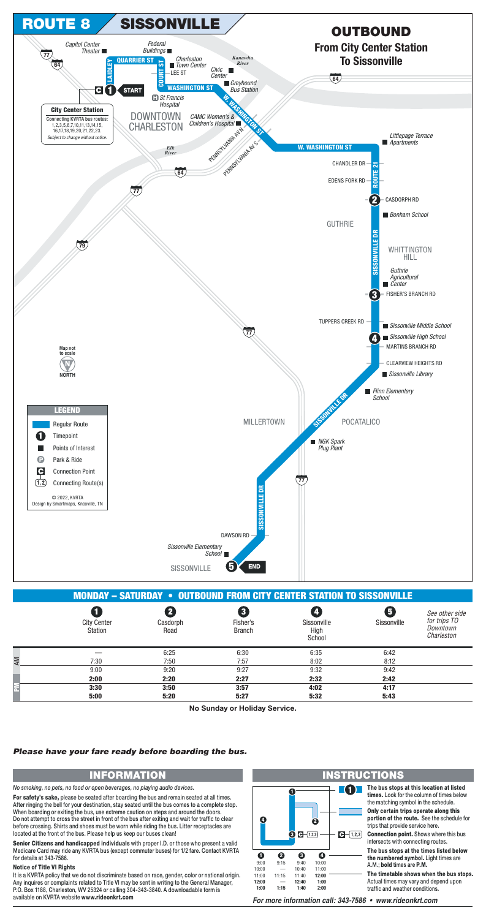# ROUTE 8 SISSONVILLE

## OUTBOUND

### From City Center Station To Sissonville

Capitol Center Theater
Federal Buildings
Charleston Town Center
Kanawha River
Civic Center
Greyhound Bus Station
St Francis Hospital
QUARRIER ST
COURT ST
LAIDLEY
LEE ST
WASHINGTON ST
START
DOWNTOWN CHARLESTON
CAMC Women's & Children's Hospital
W. WASHINGTON ST
PENNSYLVANIA AV N
PENNSYLVANIA AV S
Elk River

**City Center Station**
Connecting KVRTA bus routes: 1,2,3,5,6,7,10,11,13,14,15, 16,17,18,19,20,21,22,23.
*Subject to change without notice.*

Littlepage Terrace Apartments
W. WASHINGTON ST
CHANDLER DR
EDENS FORK RD
ROUTE 21
CASDORPH RD
Bonham School
GUTHRIE
SISSONVILLE DR
WHITTINGTON HILL
Guthrie Agricultural Center
FISHER'S BRANCH RD
TUPPERS CREEK RD
Sissonville Middle School
Sissonville High School
MARTINS BRANCH RD
CLEARVIEW HEIGHTS RD
Sissonville Library
Flinn Elementary School
SISSONVILLE DR
MILLERTOWN
POCATALICO
NGK Spark Plug Plant
SISSONVILLE DR
DAWSON RD
Sissonville Elementary School
SISSONVILLE
END

Map not to scale
NORTH

**LEGEND**
- Regular Route
- Timepoint
- Points of Interest
- Park & Ride
- Connection Point
- Connecting Route(s)

© 2022, KVRTA
Design by Smartmaps, Knoxville, TN

## MONDAY – SATURDAY • OUTBOUND FROM CITY CENTER STATION TO SISSONVILLE

| | 1 City Center Station | 2 Casdorph Road | 3 Fisher's Branch | 4 Sissonville High School | 5 Sissonville |
|---|---|---|---|---|---|
| AM | — | 6:25 | 6:30 | 6:35 | 6:42 |
| AM | 7:30 | 7:50 | 7:57 | 8:02 | 8:12 |
| AM | 9:00 | 9:20 | 9:27 | 9:32 | 9:42 |
| PM | **2:00** | **2:20** | **2:27** | **2:32** | **2:42** |
| PM | **3:30** | **3:50** | **3:57** | **4:02** | **4:17** |
| PM | **5:00** | **5:20** | **5:27** | **5:32** | **5:43** |

*See other side for trips TO Downtown Charleston*

**No Sunday or Holiday Service.**

***Please have your fare ready before boarding the bus.***

## INFORMATION

*No smoking, no pets, no food or open beverages, no playing audio devices.*

**For safety's sake,** please be seated after boarding the bus and remain seated at all times. After ringing the bell for your destination, stay seated until the bus comes to a complete stop. When boarding or exiting the bus, use extreme caution on steps and around the doors. Do not attempt to cross the street in front of the bus after exiting and wait for traffic to clear before crossing. Shirts and shoes must be worn while riding the bus. Litter receptacles are located at the front of the bus. Please help us keep our buses clean!

**Senior Citizens and handicapped individuals** with proper I.D. or those who present a valid Medicare Card may ride any KVRTA bus (except commuter buses) for 1/2 fare. Contact KVRTA for details at 343-7586.

**Notice of Title VI Rights**

It is a KVRTA policy that we do not discriminate based on race, gender, color or national origin. Any inquires or complaints related to Title VI may be sent in writing to the General Manager, P.O. Box 1188, Charleston, WV 25324 or calling 304-343-3840. A downloadable form is available on KVRTA website **www.rideonkrt.com**

## INSTRUCTIONS

| 1 | 2 | 3 | 4 |
|---|---|---|---|
| 9:00 | 9:15 | 9:40 | 10:00 |
| 10:00 | — | 10:40 | 11:00 |
| 11:00 | 11:15 | 11:40 | **12:00** |
| **12:00** | — | **12:40** | **1:00** |
| **1:00** | **1:15** | **1:40** | **2:00** |

**The bus stops at this location at listed times.** Look for the column of times below the matching symbol in the schedule.

**Only certain trips operate along this portion of the route.** See the schedule for trips that provide service here.

**Connection point.** Shows where this bus intersects with connecting routes.

**The bus stops at the times listed below the numbered symbol.** Light times are A.M.; **bold** times are **P.M.**

**The timetable shows when the bus stops.** Actual times may vary and depend upon traffic and weather conditions.

***For more information call: 343-7586 • www.rideonkrt.com***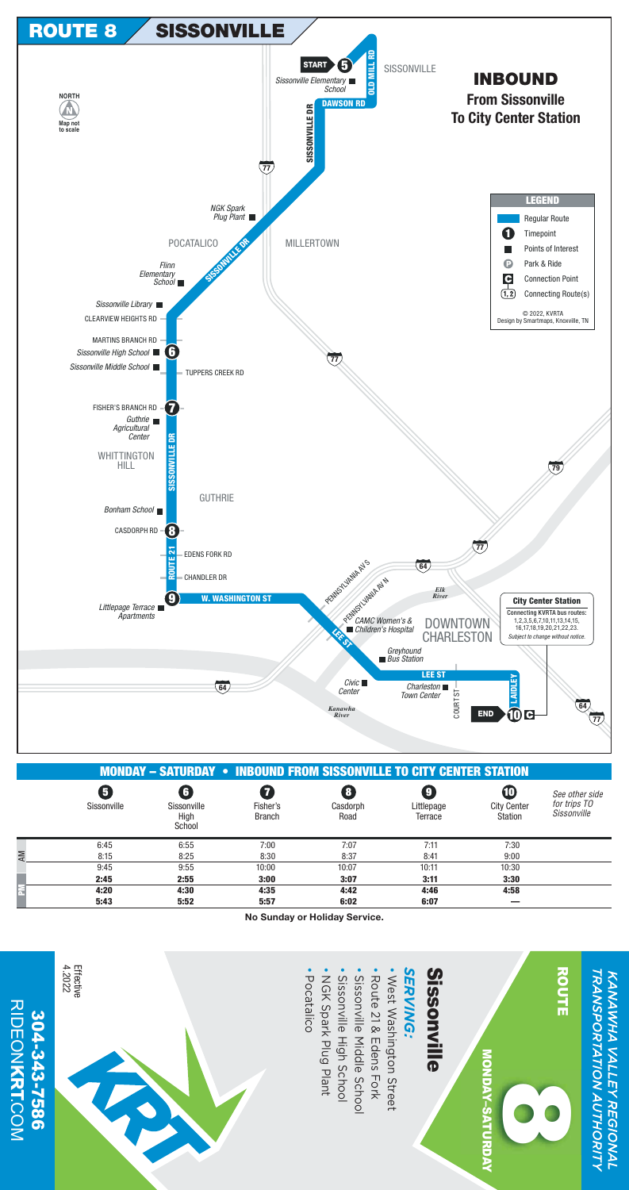# ROUTE 8 SISSONVILLE

## INBOUND
**From Sissonville To City Center Station**

NORTH
Map not to scale

START 5
Sissonville Elementary School
OLD MILL RD
SISSONVILLE
DAWSON RD
SISSONVILLE DR
77
NGK Spark Plug Plant
POCATALICO
SISSONVILLE DR
MILLERTOWN
Flinn Elementary School
Sissonville Library
CLEARVIEW HEIGHTS RD
MARTINS BRANCH RD
Sissonville High School 6
Sissonville Middle School
TUPPERS CREEK RD
77
FISHER'S BRANCH RD 7
Guthrie Agricultural Center
SISSONVILLE DR
WHITTINGTON HILL
79
GUTHRIE
Bonham School
CASDORPH RD 8
77
ROUTE 21
EDENS FORK RD
64
CHANDLER DR
PENNSYLVANIA AV S
PENNSYLVANIA AV N
Littlepage Terrace Apartments 9
W. WASHINGTON ST
Elk River
PENNSYLVANIA AV N
CAMC Women's & Children's Hospital
LEE ST
DOWNTOWN CHARLESTON
Greyhound Bus Station
64
Civic Center
LEE ST
Charleston Town Center
COURT ST
LAIDLEY
Kanawha River
END 10 C
64
77

**LEGEND**
Regular Route
1 Timepoint
Points of Interest
P Park & Ride
C Connection Point
(1, 2) Connecting Route(s)

© 2022, KVRTA
Design by Smartmaps, Knoxville, TN

**City Center Station**
Connecting KVRTA bus routes: 1,2,3,5,6,7,10,11,13,14,15, 16,17,18,19,20,21,22,23.
*Subject to change without notice.*

## MONDAY – SATURDAY • INBOUND FROM SISSONVILLE TO CITY CENTER STATION

| | 5 Sissonville | 6 Sissonville High School | 7 Fisher's Branch | 8 Casdorph Road | 9 Littlepage Terrace | 10 City Center Station | *See other side for trips TO Sissonville* |
|---|---|---|---|---|---|---|---|
| AM | 6:45 | 6:55 | 7:00 | 7:07 | 7:11 | 7:30 | |
| AM | 8:15 | 8:25 | 8:30 | 8:37 | 8:41 | 9:00 | |
| AM | 9:45 | 9:55 | 10:00 | 10:07 | 10:11 | 10:30 | |
| PM | **2:45** | **2:55** | **3:00** | **3:07** | **3:11** | **3:30** | |
| PM | **4:20** | **4:30** | **4:35** | **4:42** | **4:46** | **4:58** | |
| PM | **5:43** | **5:52** | **5:57** | **6:02** | **6:07** | **—** | |

**No Sunday or Holiday Service.**

*KANAWHA VALLEY REGIONAL TRANSPORTATION AUTHORITY*

**ROUTE 8**

**MONDAY–SATURDAY**

# Sissonville

***SERVING:***
- West Washington Street
- Route 21 & Edens Fork
- Sissonville Middle School
- Sissonville High School
- NGK Spark Plug Plant
- Pocatalico

Effective 4.2022

KRT

**304-343-7586**
RIDEON**KRT**.COM